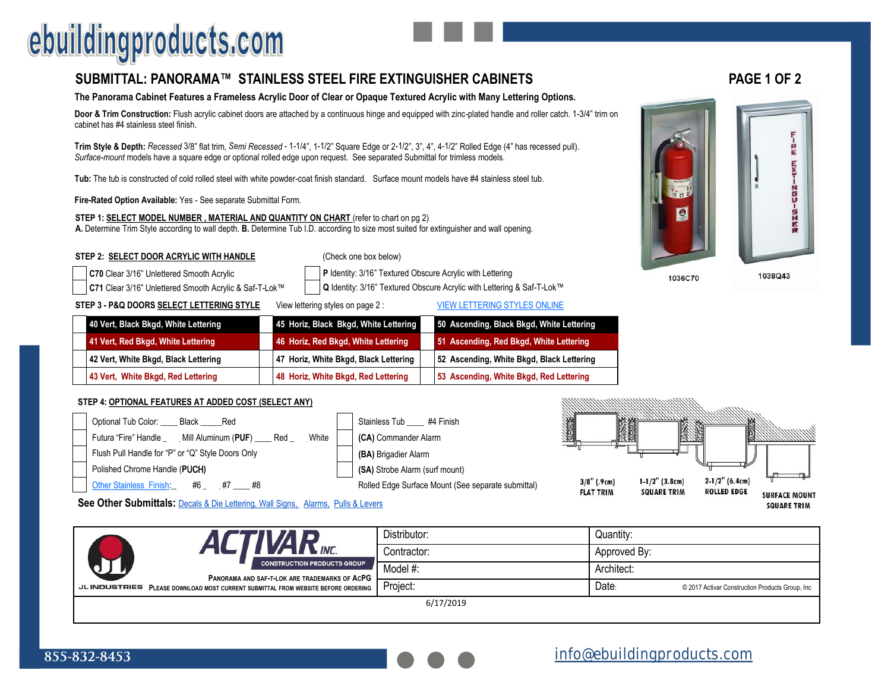# SUBMITTAL: PANORAMA™ STAINLESS STEEL FIRE EXTINGUISHER CABINETS

**The Panorama Cabinet Features a Frameless Acrylic Door of Clear or Opaque Textured Acrylic with Many Lettering Options.**

**Door & Trim Construction:** Flush acrylic cabinet doors are attached by a continuous hinge and equipped with zinc-plated handle and roller catch. 1-3/4" trim on cabinet has #4 stainless steel finish.

**Trim Style & Depth:** *Recessed* 3/8" flat trim, *Semi Recessed* - 1-1/4", 1-1/2" Square Edge or 2-1/2", 3", 4", 4-1/2" Rolled Edge (4" has recessed pull). *Surface-mount* models have a square edge or optional rolled edge upon request. See separated Submittal for trimless models.

**Tub:** The tub is constructed of cold rolled steel with white powder-coat finish standard. Surface mount models have #4 stainless steel tub.

**Fire-Rated Option Available:** Yes - See separate Submittal Form.

**STEP 1: SELECT MODEL NUMBER , MATERIAL AND QUANTITY ON CHART** (refer to chart on pg 2)
**A.** Determine Trim Style according to wall depth. **B.** Determine Tub I.D. according to size most suited for extinguisher and wall opening.

1036C70 — 1038Q43

**STEP 2: SELECT DOOR ACRYLIC WITH HANDLE** (Check one box below)

| | | | |
|---|---|---|---|
| ☐ | **C70** Clear 3/16" Unlettered Smooth Acrylic | ☐ | **P** Identity: 3/16" Textured Obscure Acrylic with Lettering |
| ☐ | **C71** Clear 3/16" Unlettered Smooth Acrylic & Saf-T-Lok™ | ☐ | **Q** Identity: 3/16" Textured Obscure Acrylic with Lettering & Saf-T-Lok™ |

**STEP 3 - P&Q DOORS SELECT LETTERING STYLE** View lettering styles on page 2 : VIEW LETTERING STYLES ONLINE

| | | | | | |
|---|---|---|---|---|---|
| ☐ | **40 Vert, Black Bkgd, White Lettering** | ☐ | **45 Horiz, Black Bkgd, White Lettering** | ☐ | **50 Ascending, Black Bkgd, White Lettering** |
| ☐ | **41 Vert, Red Bkgd, White Lettering** | ☐ | **46 Horiz, Red Bkgd, White Lettering** | ☐ | **51 Ascending, Red Bkgd, White Lettering** |
| ☐ | **42 Vert, White Bkgd, Black Lettering** | ☐ | **47 Horiz, White Bkgd, Black Lettering** | ☐ | **52 Ascending, White Bkgd, Black Lettering** |
| ☐ | **43 Vert, White Bkgd, Red Lettering** | ☐ | **48 Horiz, White Bkgd, Red Lettering** | ☐ | **53 Ascending, White Bkgd, Red Lettering** |

**STEP 4: OPTIONAL FEATURES AT ADDED COST (SELECT ANY)**

| | | | |
|---|---|---|---|
| ☐ | Optional Tub Color: ____ Black _____Red | ☐ | Stainless Tub ____ #4 Finish |
| ☐ | Futura "Fire" Handle _ Mill Aluminum (**PUF**) ____ Red _ White | ☐ | **(CA)** Commander Alarm |
| ☐ | Flush Pull Handle for "P" or "Q" Style Doors Only | ☐ | **(BA)** Brigadier Alarm |
| ☐ | Polished Chrome Handle (**PUCH**) | ☐ | **(SA)** Strobe Alarm (surf mount) |
| ☐ | Other Stainless Finish: _ #6 _ #7 ____ #8 | | Rolled Edge Surface Mount (See separate submittal) |

3/8" (.9cm) FLAT TRIM — 1-1/2" (3.8cm) SQUARE TRIM — 2-1/2" (6.4cm) ROLLED EDGE — SURFACE MOUNT SQUARE TRIM

**See Other Submittals:** Decals & Die Lettering, Wall Signs, Alarms, Pulls & Levers

JL INDUSTRIES — ACTIVAR INC. CONSTRUCTION PRODUCTS GROUP

PANORAMA AND SAF-T-LOK ARE TRADEMARKS OF ACPG
PLEASE DOWNLOAD MOST CURRENT SUBMITTAL FROM WEBSITE BEFORE ORDERING

| | |
|---|---|
| Distributor: | Quantity: |
| Contractor: | Approved By: |
| Model #: | Architect: |
| Project: | Date: |

© 2017 Activar Construction Products Group, Inc

6/17/2019

855-832-8453 — info@ebuildingproducts.com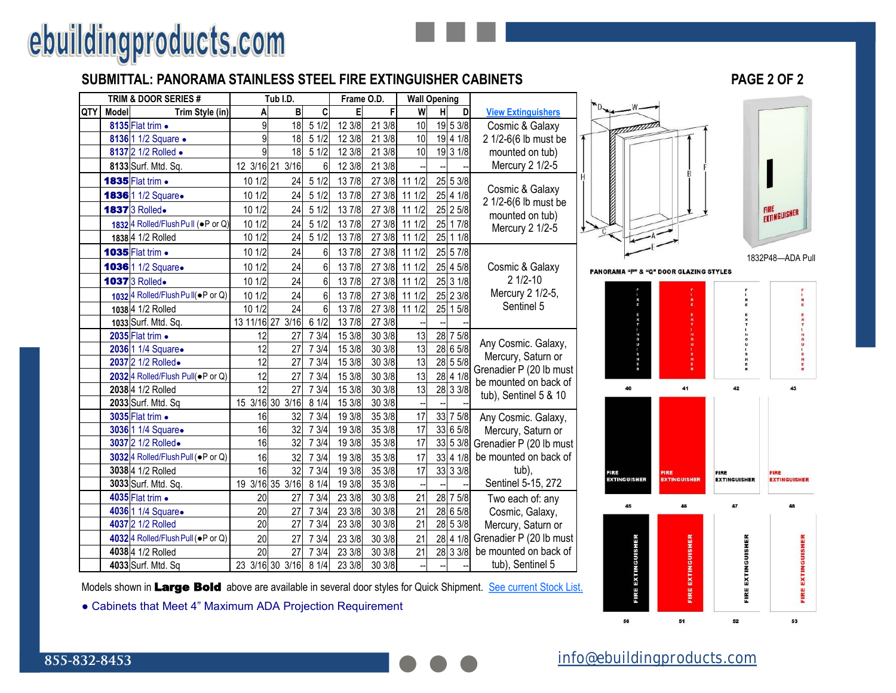# SUBMITTAL: PANORAMA STAINLESS STEEL FIRE EXTINGUISHER CABINETS

| TRIM & DOOR SERIES # | | | Tub I.D. | | | Frame O.D. | | Wall Opening | | | View Extinguishers |
|---|---|---|---|---|---|---|---|---|---|---|---|
| QTY | Model | Trim Style (in) | A | B | C | E | F | W | H | D | |
| | 8135 | Flat trim ● | 9 | 18 | 5 1/2 | 12 3/8 | 21 3/8 | 10 | 19 | 5 3/8 | Cosmic & Galaxy 2 1/2-6(6 lb must be mounted on tub) Mercury 2 1/2-5 |
| | 8136 | 1 1/2 Square ● | 9 | 18 | 5 1/2 | 12 3/8 | 21 3/8 | 10 | 19 | 4 1/8 | |
| | 8137 | 2 1/2 Rolled ● | 9 | 18 | 5 1/2 | 12 3/8 | 21 3/8 | 10 | 19 | 3 1/8 | |
| | 8133 | Surf. Mtd. Sq. | 12 3/16 | 21 3/16 | 6 | 12 3/8 | 21 3/8 | -- | -- | -- | |
| | **1835** | Flat trim ● | 10 1/2 | 24 | 5 1/2 | 13 7/8 | 27 3/8 | 11 1/2 | 25 | 5 3/8 | Cosmic & Galaxy 2 1/2-6(6 lb must be mounted on tub) Mercury 2 1/2-5 |
| | **1836** | 1 1/2 Square● | 10 1/2 | 24 | 5 1/2 | 13 7/8 | 27 3/8 | 11 1/2 | 25 | 4 1/8 | |
| | **1837** | 3 Rolled● | 10 1/2 | 24 | 5 1/2 | 13 7/8 | 27 3/8 | 11 1/2 | 25 | 2 5/8 | |
| | 1832 | 4 Rolled/Flush Pull (●P or Q) | 10 1/2 | 24 | 5 1/2 | 13 7/8 | 27 3/8 | 11 1/2 | 25 | 1 7/8 | |
| | 1838 | 4 1/2 Rolled | 10 1/2 | 24 | 5 1/2 | 13 7/8 | 27 3/8 | 11 1/2 | 25 | 1 1/8 | |
| | **1035** | Flat trim ● | 10 1/2 | 24 | 6 | 13 7/8 | 27 3/8 | 11 1/2 | 25 | 5 7/8 | Cosmic & Galaxy 2 1/2-10 Mercury 2 1/2-5, Sentinel 5 |
| | **1036** | 1 1/2 Square● | 10 1/2 | 24 | 6 | 13 7/8 | 27 3/8 | 11 1/2 | 25 | 4 5/8 | |
| | **1037** | 3 Rolled● | 10 1/2 | 24 | 6 | 13 7/8 | 27 3/8 | 11 1/2 | 25 | 3 1/8 | |
| | 1032 | 4 Rolled/Flush Pull(●P or Q) | 10 1/2 | 24 | 6 | 13 7/8 | 27 3/8 | 11 1/2 | 25 | 2 3/8 | |
| | 1038 | 4 1/2 Rolled | 10 1/2 | 24 | 6 | 13 7/8 | 27 3/8 | 11 1/2 | 25 | 1 5/8 | |
| | 1033 | Surf. Mtd. Sq. | 13 11/16 | 27 3/16 | 6 1/2 | 13 7/8 | 27 3/8 | -- | -- | -- | |
| | 2035 | Flat trim ● | 12 | 27 | 7 3/4 | 15 3/8 | 30 3/8 | 13 | 28 | 7 5/8 | Any Cosmic. Galaxy, Mercury, Saturn or Grenadier P (20 lb must be mounted on back of tub), Sentinel 5 & 10 |
| | 2036 | 1 1/4 Square● | 12 | 27 | 7 3/4 | 15 3/8 | 30 3/8 | 13 | 28 | 6 5/8 | |
| | 2037 | 2 1/2 Rolled● | 12 | 27 | 7 3/4 | 15 3/8 | 30 3/8 | 13 | 28 | 5 5/8 | |
| | 2032 | 4 Rolled/Flush Pull(●P or Q) | 12 | 27 | 7 3/4 | 15 3/8 | 30 3/8 | 13 | 28 | 4 1/8 | |
| | 2038 | 4 1/2 Rolled | 12 | 27 | 7 3/4 | 15 3/8 | 30 3/8 | 13 | 28 | 3 3/8 | |
| | 2033 | Surf. Mtd. Sq | 15 3/16 | 30 3/16 | 8 1/4 | 15 3/8 | 30 3/8 | -- | -- | -- | |
| | 3035 | Flat trim ● | 16 | 32 | 7 3/4 | 19 3/8 | 35 3/8 | 17 | 33 | 7 5/8 | Any Cosmic. Galaxy, Mercury, Saturn or Grenadier P (20 lb must be mounted on back of tub), Sentinel 5-15, 272 |
| | 3036 | 1 1/4 Square● | 16 | 32 | 7 3/4 | 19 3/8 | 35 3/8 | 17 | 33 | 6 5/8 | |
| | 3037 | 2 1/2 Rolled● | 16 | 32 | 7 3/4 | 19 3/8 | 35 3/8 | 17 | 33 | 5 3/8 | |
| | 3032 | 4 Rolled/Flush Pull (●P or Q) | 16 | 32 | 7 3/4 | 19 3/8 | 35 3/8 | 17 | 33 | 4 1/8 | |
| | 3038 | 4 1/2 Rolled | 16 | 32 | 7 3/4 | 19 3/8 | 35 3/8 | 17 | 33 | 3 3/8 | |
| | 3033 | Surf. Mtd. Sq. | 19 3/16 | 35 3/16 | 8 1/4 | 19 3/8 | 35 3/8 | -- | -- | -- | |
| | 4035 | Flat trim ● | 20 | 27 | 7 3/4 | 23 3/8 | 30 3/8 | 21 | 28 | 7 5/8 | Two each of: any Cosmic, Galaxy, Mercury, Saturn or Grenadier P (20 lb must be mounted on back of tub), Sentinel 5 |
| | 4036 | 1 1/4 Square● | 20 | 27 | 7 3/4 | 23 3/8 | 30 3/8 | 21 | 28 | 6 5/8 | |
| | 4037 | 2 1/2 Rolled | 20 | 27 | 7 3/4 | 23 3/8 | 30 3/8 | 21 | 28 | 5 3/8 | |
| | 4032 | 4 Rolled/Flush Pull (●P or Q) | 20 | 27 | 7 3/4 | 23 3/8 | 30 3/8 | 21 | 28 | 4 1/8 | |
| | 4038 | 4 1/2 Rolled | 20 | 27 | 7 3/4 | 23 3/8 | 30 3/8 | 21 | 28 | 3 3/8 | |
| | 4033 | Surf. Mtd. Sq | 23 3/16 | 30 3/16 | 8 1/4 | 23 3/8 | 30 3/8 | -- | -- | -- | |

Models shown in **Large Bold** above are available in several door styles for Quick Shipment. See current Stock List.

● Cabinets that Meet 4" Maximum ADA Projection Requirement

1832P48—ADA Pull

PANORAMA "P" & "Q" DOOR GLAZING STYLES

40 41 42 43

45 46 47 48

50 51 52 53

855-832-8453

info@ebuildingproducts.com